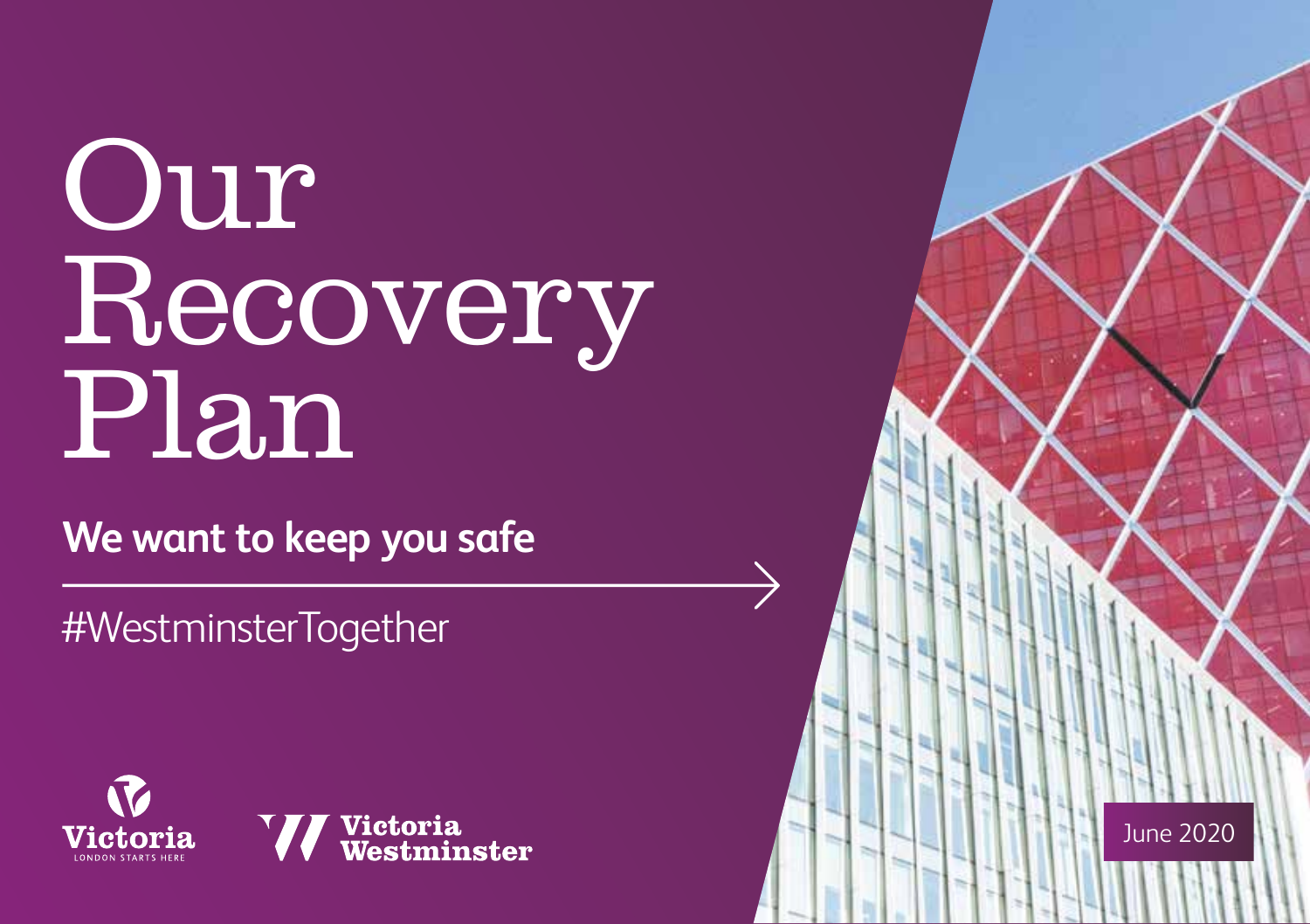# Our Recovery Plan

**We want to keep you safe**

#WestminsterTogether

Victoria
LONDON STARTS HERE

Victoria Westminster

June 2020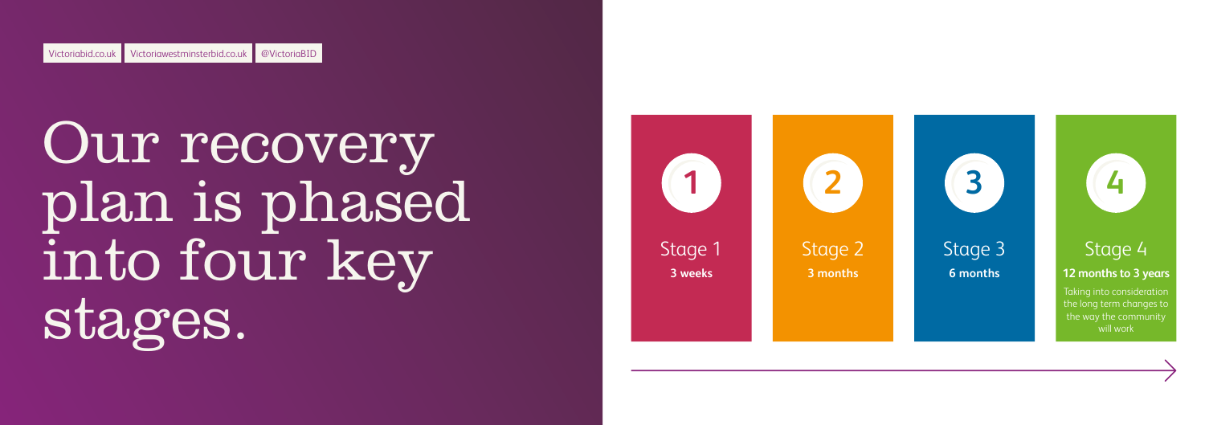Victoriabid.co.uk | Victoriawestminsterbid.co.uk | @VictoriaBID

# Our recovery plan is phased into four key stages.

**1**

Stage 1

**3 weeks**

**2**

Stage 2

**3 months**

**3**

Stage 3

**6 months**

**4**

Stage 4

**12 months to 3 years**

Taking into consideration the long term changes to the way the community will work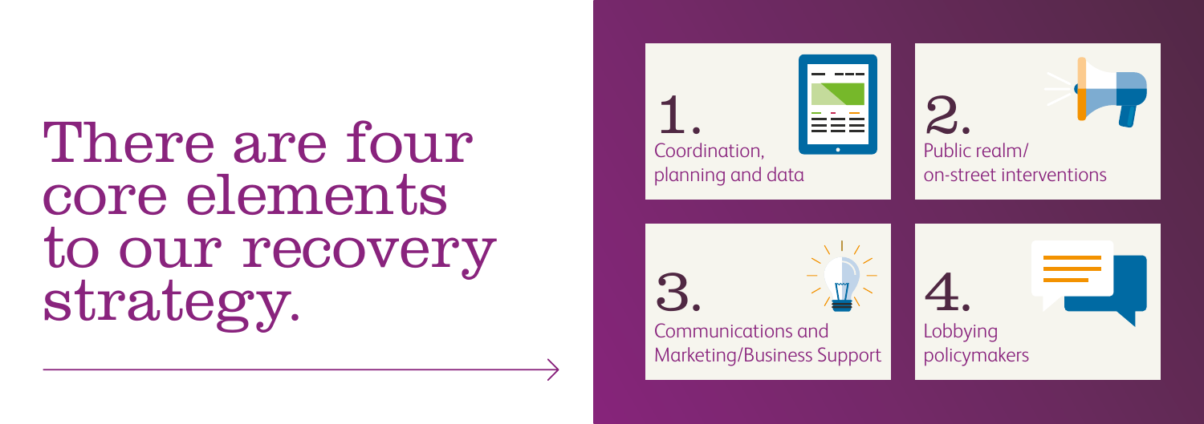# There are four core elements to our recovery strategy.

1. Coordination, planning and data
2. Public realm/ on-street interventions
3. Communications and Marketing/Business Support
4. Lobbying policymakers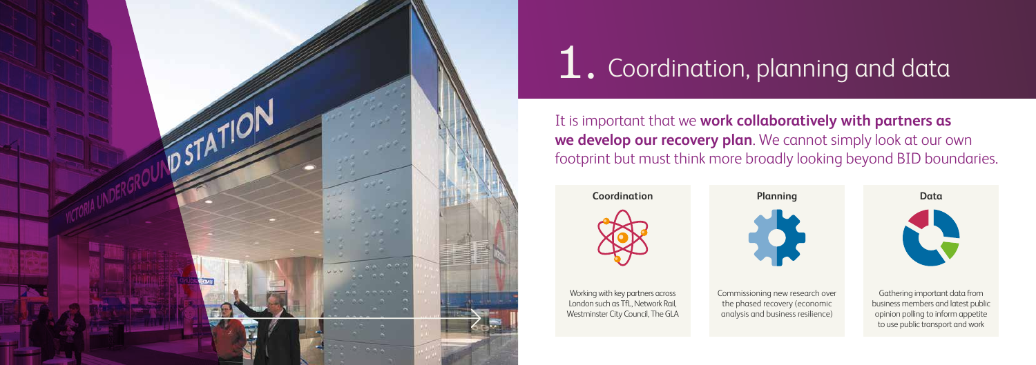# 1. Coordination, planning and data

It is important that we **work collaboratively with partners as we develop our recovery plan**. We cannot simply look at our own footprint but must think more broadly looking beyond BID boundaries.

### Coordination

Working with key partners across London such as TfL, Network Rail, Westminster City Council, The GLA

### Planning

Commissioning new research over the phased recovery (economic analysis and business resilience)

### Data

Gathering important data from business members and latest public opinion polling to inform appetite to use public transport and work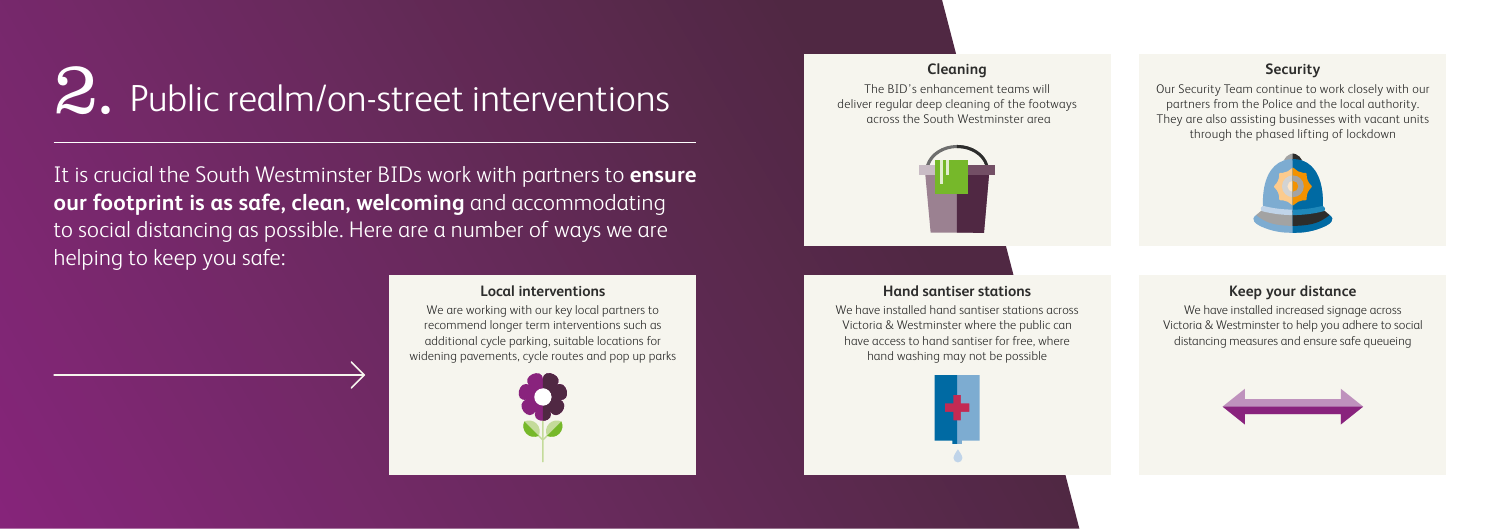# 2. Public realm/on-street interventions

It is crucial the South Westminster BIDs work with partners to **ensure our footprint is as safe, clean, welcoming** and accommodating to social distancing as possible. Here are a number of ways we are helping to keep you safe:

### Local interventions

We are working with our key local partners to recommend longer term interventions such as additional cycle parking, suitable locations for widening pavements, cycle routes and pop up parks

### Cleaning

The BID's enhancement teams will deliver regular deep cleaning of the footways across the South Westminster area

### Hand santiser stations

We have installed hand santiser stations across Victoria & Westminster where the public can have access to hand santiser for free, where hand washing may not be possible

### Security

Our Security Team continue to work closely with our partners from the Police and the local authority. They are also assisting businesses with vacant units through the phased lifting of lockdown

### Keep your distance

We have installed increased signage across Victoria & Westminster to help you adhere to social distancing measures and ensure safe queueing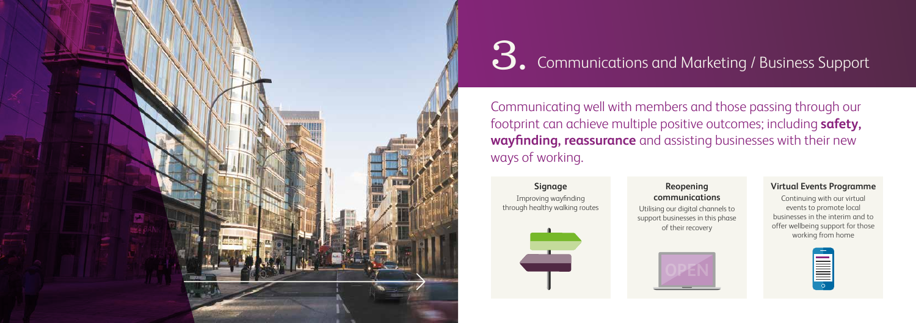# 3. Communications and Marketing / Business Support

Communicating well with members and those passing through our footprint can achieve multiple positive outcomes; including **safety, wayfinding, reassurance** and assisting businesses with their new ways of working.

**Signage**

Improving wayfinding through healthy walking routes

**Reopening communications**

Utilising our digital channels to support businesses in this phase of their recovery

**Virtual Events Programme**

Continuing with our virtual events to promote local businesses in the interim and to offer wellbeing support for those working from home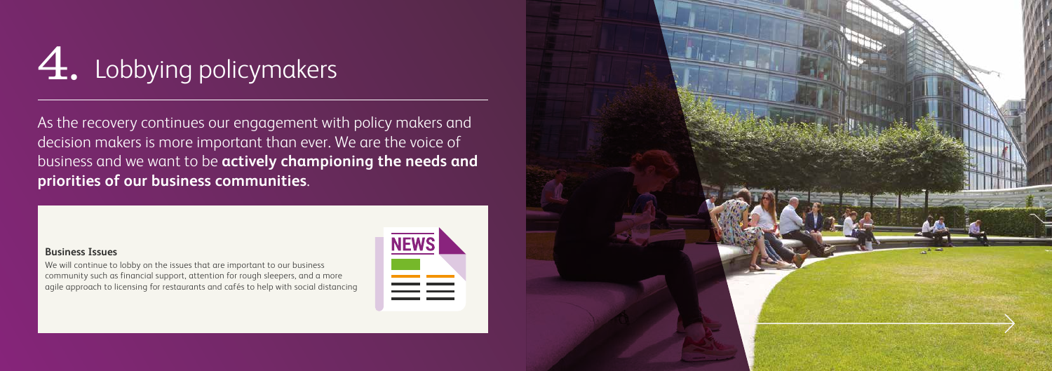# 4. Lobbying policymakers

As the recovery continues our engagement with policy makers and decision makers is more important than ever. We are the voice of business and we want to be **actively championing the needs and priorities of our business communities**.

### Business Issues

We will continue to lobby on the issues that are important to our business community such as financial support, attention for rough sleepers, and a more agile approach to licensing for restaurants and cafés to help with social distancing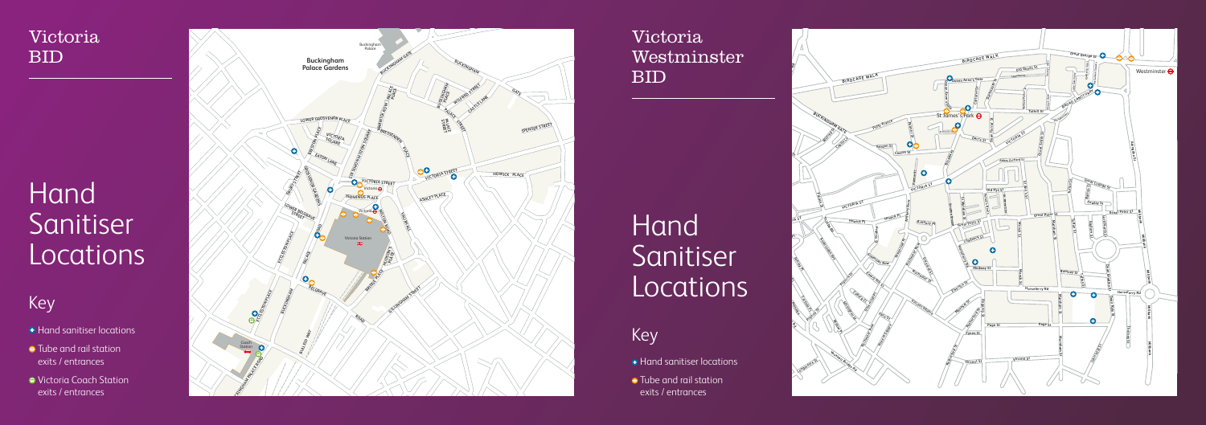## Victoria BID

# Hand Sanitiser Locations

### Key

- Hand sanitiser locations
- Tube and rail station exits / entrances
- Victoria Coach Station exits / entrances

## Victoria Westminster BID

# Hand Sanitiser Locations

### Key

- Hand sanitiser locations
- Tube and rail station exits / entrances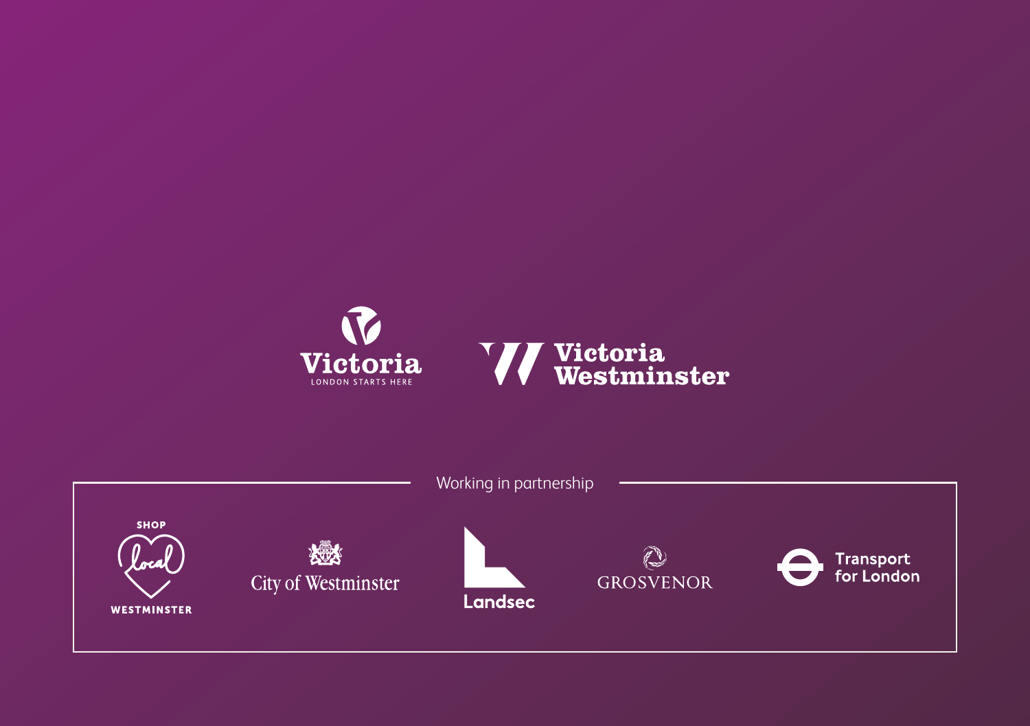Victoria
LONDON STARTS HERE

Victoria Westminster

Working in partnership

SHOP local WESTMINSTER

City of Westminster

Landsec

GROSVENOR

Transport for London